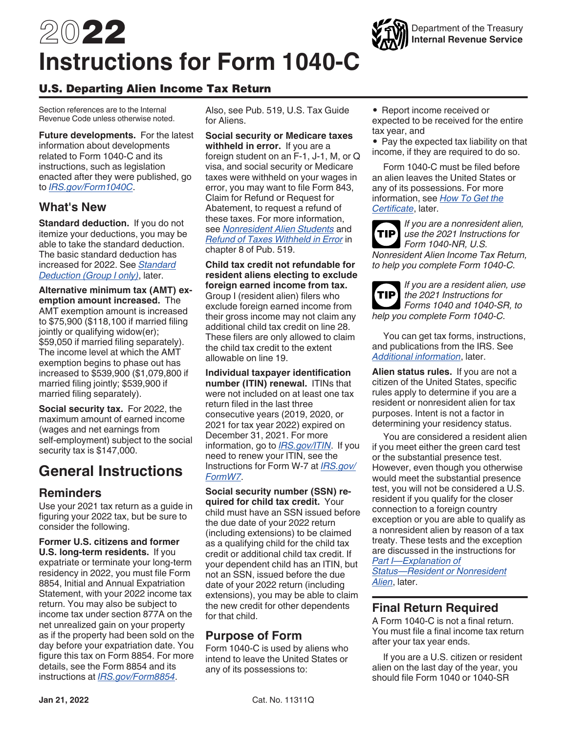# 2022 Instructions for Form 1040-C

Department of the Treasury
**Internal Revenue Service**

## U.S. Departing Alien Income Tax Return

Section references are to the Internal Revenue Code unless otherwise noted.

**Future developments.** For the latest information about developments related to Form 1040-C and its instructions, such as legislation enacted after they were published, go to *IRS.gov/Form1040C*.

## What's New

**Standard deduction.** If you do not itemize your deductions, you may be able to take the standard deduction. The basic standard deduction has increased for 2022. See *Standard Deduction (Group I only)*, later.

**Alternative minimum tax (AMT) exemption amount increased.** The AMT exemption amount is increased to $75,900 ($118,100 if married filing jointly or qualifying widow(er); $59,050 if married filing separately). The income level at which the AMT exemption begins to phase out has increased to $539,900 ($1,079,800 if married filing jointly; $539,900 if married filing separately).

**Social security tax.** For 2022, the maximum amount of earned income (wages and net earnings from self-employment) subject to the social security tax is $147,000.

# General Instructions

## Reminders

Use your 2021 tax return as a guide in figuring your 2022 tax, but be sure to consider the following.

**Former U.S. citizens and former U.S. long-term residents.** If you expatriate or terminate your long-term residency in 2022, you must file Form 8854, Initial and Annual Expatriation Statement, with your 2022 income tax return. You may also be subject to income tax under section 877A on the net unrealized gain on your property as if the property had been sold on the day before your expatriation date. You figure this tax on Form 8854. For more details, see the Form 8854 and its instructions at *IRS.gov/Form8854*.

Also, see Pub. 519, U.S. Tax Guide for Aliens.

**Social security or Medicare taxes withheld in error.** If you are a foreign student on an F-1, J-1, M, or Q visa, and social security or Medicare taxes were withheld on your wages in error, you may want to file Form 843, Claim for Refund or Request for Abatement, to request a refund of these taxes. For more information, see *Nonresident Alien Students* and *Refund of Taxes Withheld in Error* in chapter 8 of Pub. 519.

**Child tax credit not refundable for resident aliens electing to exclude foreign earned income from tax.** Group I (resident alien) filers who exclude foreign earned income from their gross income may not claim any additional child tax credit on line 28. These filers are only allowed to claim the child tax credit to the extent allowable on line 19.

**Individual taxpayer identification number (ITIN) renewal.** ITINs that were not included on at least one tax return filed in the last three consecutive years (2019, 2020, or 2021 for tax year 2022) expired on December 31, 2021. For more information, go to *IRS.gov/ITIN*. If you need to renew your ITIN, see the Instructions for Form W-7 at *IRS.gov/FormW7*.

**Social security number (SSN) required for child tax credit.** Your child must have an SSN issued before the due date of your 2022 return (including extensions) to be claimed as a qualifying child for the child tax credit or additional child tax credit. If your dependent child has an ITIN, but not an SSN, issued before the due date of your 2022 return (including extensions), you may be able to claim the new credit for other dependents for that child.

## Purpose of Form

Form 1040-C is used by aliens who intend to leave the United States or any of its possessions to:

- Report income received or expected to be received for the entire tax year, and
- Pay the expected tax liability on that income, if they are required to do so.

Form 1040-C must be filed before an alien leaves the United States or any of its possessions. For more information, see *How To Get the Certificate*, later.

**TIP** *If you are a nonresident alien, use the 2021 Instructions for Form 1040-NR, U.S. Nonresident Alien Income Tax Return, to help you complete Form 1040-C.*

**TIP** *If you are a resident alien, use the 2021 Instructions for Forms 1040 and 1040-SR, to help you complete Form 1040-C.*

You can get tax forms, instructions, and publications from the IRS. See *Additional information*, later.

**Alien status rules.** If you are not a citizen of the United States, specific rules apply to determine if you are a resident or nonresident alien for tax purposes. Intent is not a factor in determining your residency status.

You are considered a resident alien if you meet either the green card test or the substantial presence test. However, even though you otherwise would meet the substantial presence test, you will not be considered a U.S. resident if you qualify for the closer connection to a foreign country exception or you are able to qualify as a nonresident alien by reason of a tax treaty. These tests and the exception are discussed in the instructions for *Part I—Explanation of Status—Resident or Nonresident Alien*, later.

## Final Return Required

A Form 1040-C is not a final return. You must file a final income tax return after your tax year ends.

If you are a U.S. citizen or resident alien on the last day of the year, you should file Form 1040 or 1040-SR

Jan 21, 2022 Cat. No. 11311Q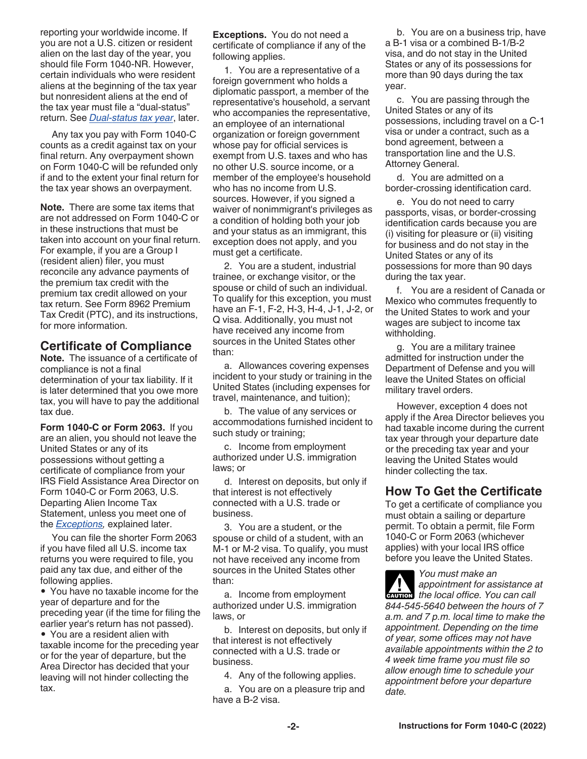reporting your worldwide income. If you are not a U.S. citizen or resident alien on the last day of the year, you should file Form 1040-NR. However, certain individuals who were resident aliens at the beginning of the tax year but nonresident aliens at the end of the tax year must file a "dual-status" return. See *Dual-status tax year*, later.

Any tax you pay with Form 1040-C counts as a credit against tax on your final return. Any overpayment shown on Form 1040-C will be refunded only if and to the extent your final return for the tax year shows an overpayment.

**Note.** There are some tax items that are not addressed on Form 1040-C or in these instructions that must be taken into account on your final return. For example, if you are a Group I (resident alien) filer, you must reconcile any advance payments of the premium tax credit with the premium tax credit allowed on your tax return. See Form 8962 Premium Tax Credit (PTC), and its instructions, for more information.

## Certificate of Compliance

**Note.** The issuance of a certificate of compliance is not a final determination of your tax liability. If it is later determined that you owe more tax, you will have to pay the additional tax due.

**Form 1040-C or Form 2063.** If you are an alien, you should not leave the United States or any of its possessions without getting a certificate of compliance from your IRS Field Assistance Area Director on Form 1040-C or Form 2063, U.S. Departing Alien Income Tax Statement, unless you meet one of the *Exceptions,* explained later.

You can file the shorter Form 2063 if you have filed all U.S. income tax returns you were required to file, you paid any tax due, and either of the following applies.

- You have no taxable income for the year of departure and for the preceding year (if the time for filing the earlier year's return has not passed).
- You are a resident alien with taxable income for the preceding year or for the year of departure, but the Area Director has decided that your leaving will not hinder collecting the tax.

**Exceptions.** You do not need a certificate of compliance if any of the following applies.

1. You are a representative of a foreign government who holds a diplomatic passport, a member of the representative's household, a servant who accompanies the representative, an employee of an international organization or foreign government whose pay for official services is exempt from U.S. taxes and who has no other U.S. source income, or a member of the employee's household who has no income from U.S. sources. However, if you signed a waiver of nonimmigrant's privileges as a condition of holding both your job and your status as an immigrant, this exception does not apply, and you must get a certificate.

2. You are a student, industrial trainee, or exchange visitor, or the spouse or child of such an individual. To qualify for this exception, you must have an F-1, F-2, H-3, H-4, J-1, J-2, or Q visa. Additionally, you must not have received any income from sources in the United States other than:

   a. Allowances covering expenses incident to your study or training in the United States (including expenses for travel, maintenance, and tuition);

   b. The value of any services or accommodations furnished incident to such study or training;

   c. Income from employment authorized under U.S. immigration laws; or

   d. Interest on deposits, but only if that interest is not effectively connected with a U.S. trade or business.

3. You are a student, or the spouse or child of a student, with an M-1 or M-2 visa. To qualify, you must not have received any income from sources in the United States other than:

   a. Income from employment authorized under U.S. immigration laws, or

   b. Interest on deposits, but only if that interest is not effectively connected with a U.S. trade or business.

4. Any of the following applies.

   a. You are on a pleasure trip and have a B-2 visa.

   b. You are on a business trip, have a B-1 visa or a combined B-1/B-2 visa, and do not stay in the United States or any of its possessions for more than 90 days during the tax year.

   c. You are passing through the United States or any of its possessions, including travel on a C-1 visa or under a contract, such as a bond agreement, between a transportation line and the U.S. Attorney General.

   d. You are admitted on a border-crossing identification card.

   e. You do not need to carry passports, visas, or border-crossing identification cards because you are (i) visiting for pleasure or (ii) visiting for business and do not stay in the United States or any of its possessions for more than 90 days during the tax year.

   f. You are a resident of Canada or Mexico who commutes frequently to the United States to work and your wages are subject to income tax withholding.

   g. You are a military trainee admitted for instruction under the Department of Defense and you will leave the United States on official military travel orders.

However, exception 4 does not apply if the Area Director believes you had taxable income during the current tax year through your departure date or the preceding tax year and your leaving the United States would hinder collecting the tax.

## How To Get the Certificate

To get a certificate of compliance you must obtain a sailing or departure permit. To obtain a permit, file Form 1040-C or Form 2063 (whichever applies) with your local IRS office before you leave the United States.

**CAUTION:** *You must make an appointment for assistance at the local office. You can call 844-545-5640 between the hours of 7 a.m. and 7 p.m. local time to make the appointment. Depending on the time of year, some offices may not have available appointments within the 2 to 4 week time frame you must file so allow enough time to schedule your appointment before your departure date.*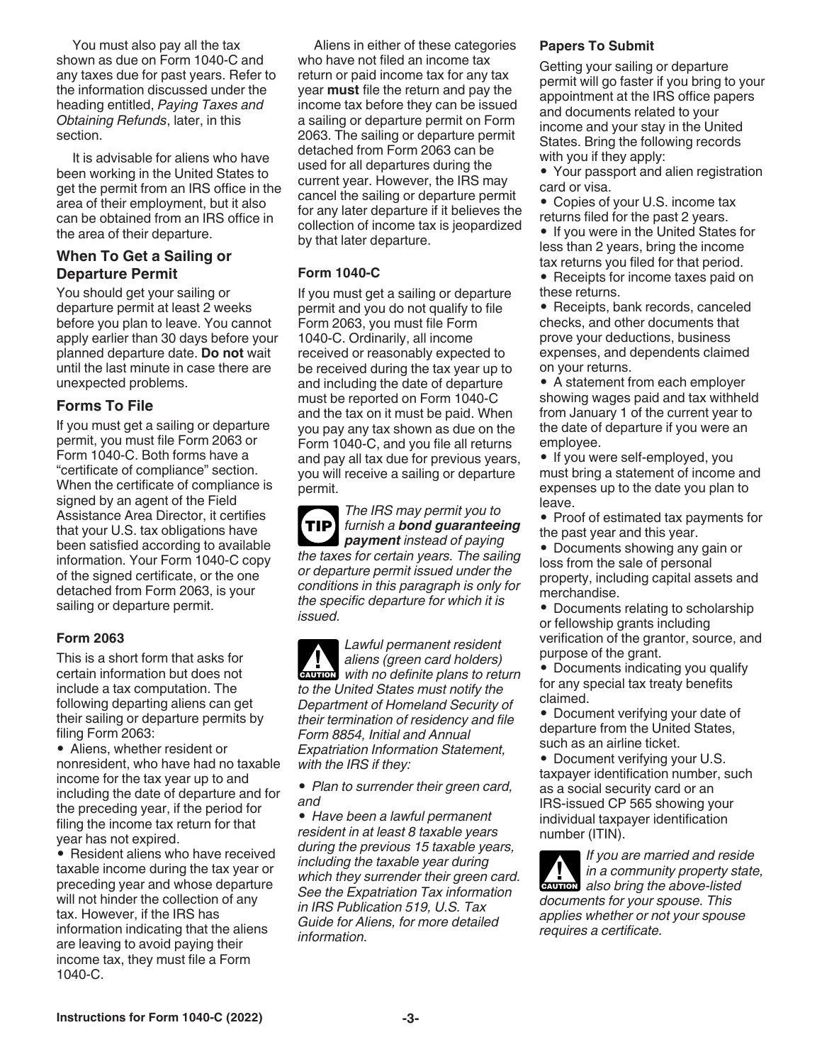You must also pay all the tax shown as due on Form 1040-C and any taxes due for past years. Refer to the information discussed under the heading entitled, *Paying Taxes and Obtaining Refunds*, later, in this section.

It is advisable for aliens who have been working in the United States to get the permit from an IRS office in the area of their employment, but it also can be obtained from an IRS office in the area of their departure.

## When To Get a Sailing or Departure Permit

You should get your sailing or departure permit at least 2 weeks before you plan to leave. You cannot apply earlier than 30 days before your planned departure date. **Do not** wait until the last minute in case there are unexpected problems.

## Forms To File

If you must get a sailing or departure permit, you must file Form 2063 or Form 1040-C. Both forms have a "certificate of compliance" section. When the certificate of compliance is signed by an agent of the Field Assistance Area Director, it certifies that your U.S. tax obligations have been satisfied according to available information. Your Form 1040-C copy of the signed certificate, or the one detached from Form 2063, is your sailing or departure permit.

### Form 2063

This is a short form that asks for certain information but does not include a tax computation. The following departing aliens can get their sailing or departure permits by filing Form 2063:

- Aliens, whether resident or nonresident, who have had no taxable income for the tax year up to and including the date of departure and for the preceding year, if the period for filing the income tax return for that year has not expired.
- Resident aliens who have received taxable income during the tax year or preceding year and whose departure will not hinder the collection of any tax. However, if the IRS has information indicating that the aliens are leaving to avoid paying their income tax, they must file a Form 1040-C.

Aliens in either of these categories who have not filed an income tax return or paid income tax for any tax year **must** file the return and pay the income tax before they can be issued a sailing or departure permit on Form 2063. The sailing or departure permit detached from Form 2063 can be used for all departures during the current year. However, the IRS may cancel the sailing or departure permit for any later departure if it believes the collection of income tax is jeopardized by that later departure.

### Form 1040-C

If you must get a sailing or departure permit and you do not qualify to file Form 2063, you must file Form 1040-C. Ordinarily, all income received or reasonably expected to be received during the tax year up to and including the date of departure must be reported on Form 1040-C and the tax on it must be paid. When you pay any tax shown as due on the Form 1040-C, and you file all returns and pay all tax due for previous years, you will receive a sailing or departure permit.

**TIP** *The IRS may permit you to furnish a **bond guaranteeing payment** instead of paying the taxes for certain years. The sailing or departure permit issued under the conditions in this paragraph is only for the specific departure for which it is issued.*

**CAUTION** *Lawful permanent resident aliens (green card holders) with no definite plans to return to the United States must notify the Department of Homeland Security of their termination of residency and file Form 8854, Initial and Annual Expatriation Information Statement, with the IRS if they:*

- *Plan to surrender their green card, and*
- *Have been a lawful permanent resident in at least 8 taxable years during the previous 15 taxable years, including the taxable year during which they surrender their green card. See the Expatriation Tax information in IRS Publication 519, U.S. Tax Guide for Aliens, for more detailed information.*

### Papers To Submit

Getting your sailing or departure permit will go faster if you bring to your appointment at the IRS office papers and documents related to your income and your stay in the United States. Bring the following records with you if they apply:

- Your passport and alien registration card or visa.
- Copies of your U.S. income tax returns filed for the past 2 years.
- If you were in the United States for less than 2 years, bring the income tax returns you filed for that period.
- Receipts for income taxes paid on these returns.
- Receipts, bank records, canceled checks, and other documents that prove your deductions, business expenses, and dependents claimed on your returns.
- A statement from each employer showing wages paid and tax withheld from January 1 of the current year to the date of departure if you were an employee.
- If you were self-employed, you must bring a statement of income and expenses up to the date you plan to leave.
- Proof of estimated tax payments for the past year and this year.
- Documents showing any gain or loss from the sale of personal property, including capital assets and merchandise.
- Documents relating to scholarship or fellowship grants including verification of the grantor, source, and purpose of the grant.
- Documents indicating you qualify for any special tax treaty benefits claimed.
- Document verifying your date of departure from the United States, such as an airline ticket.
- Document verifying your U.S. taxpayer identification number, such as a social security card or an IRS-issued CP 565 showing your individual taxpayer identification number (ITIN).

**CAUTION** *If you are married and reside in a community property state, also bring the above-listed documents for your spouse. This applies whether or not your spouse requires a certificate.*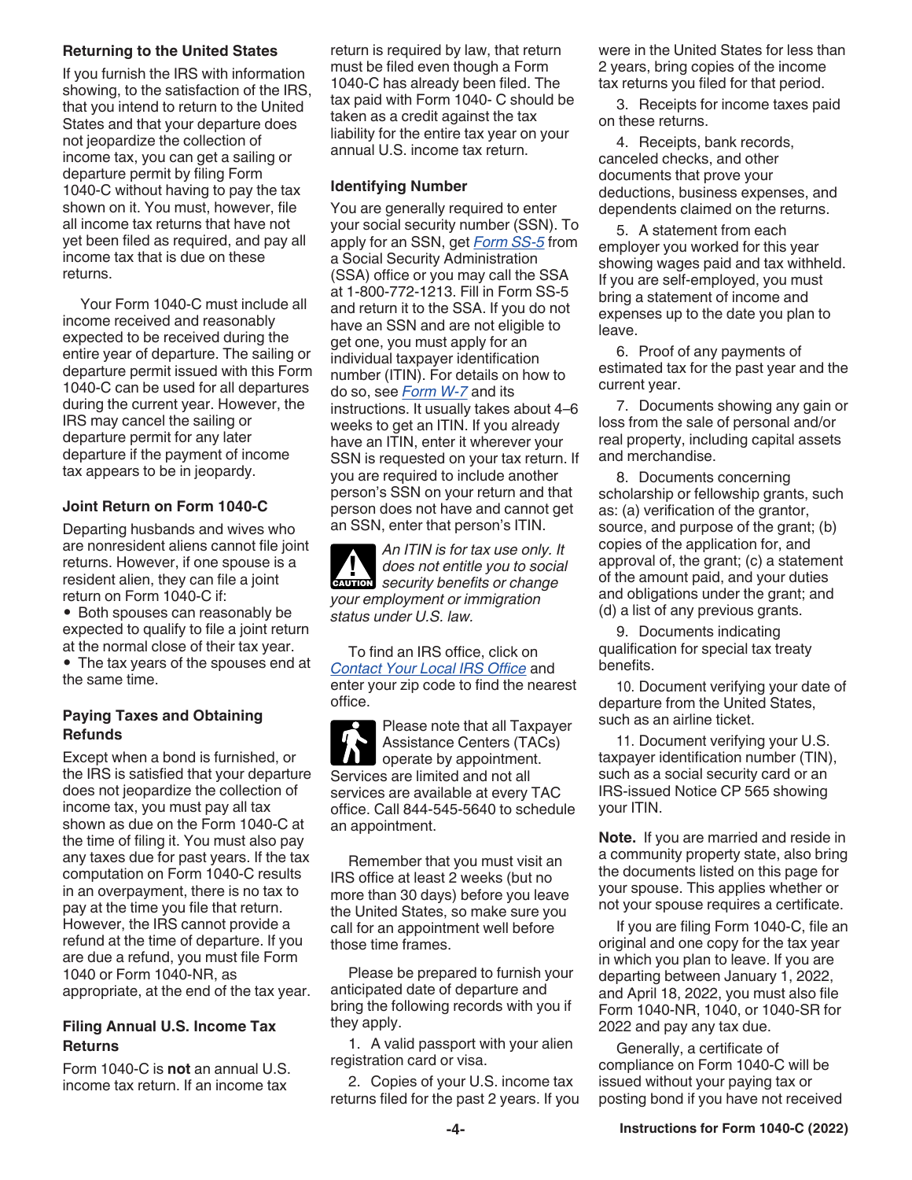### Returning to the United States

If you furnish the IRS with information showing, to the satisfaction of the IRS, that you intend to return to the United States and that your departure does not jeopardize the collection of income tax, you can get a sailing or departure permit by filing Form 1040-C without having to pay the tax shown on it. You must, however, file all income tax returns that have not yet been filed as required, and pay all income tax that is due on these returns.

Your Form 1040-C must include all income received and reasonably expected to be received during the entire year of departure. The sailing or departure permit issued with this Form 1040-C can be used for all departures during the current year. However, the IRS may cancel the sailing or departure permit for any later departure if the payment of income tax appears to be in jeopardy.

### Joint Return on Form 1040-C

Departing husbands and wives who are nonresident aliens cannot file joint returns. However, if one spouse is a resident alien, they can file a joint return on Form 1040-C if:

- Both spouses can reasonably be expected to qualify to file a joint return at the normal close of their tax year.
- The tax years of the spouses end at the same time.

### Paying Taxes and Obtaining Refunds

Except when a bond is furnished, or the IRS is satisfied that your departure does not jeopardize the collection of income tax, you must pay all tax shown as due on the Form 1040-C at the time of filing it. You must also pay any taxes due for past years. If the tax computation on Form 1040-C results in an overpayment, there is no tax to pay at the time you file that return. However, the IRS cannot provide a refund at the time of departure. If you are due a refund, you must file Form 1040 or Form 1040-NR, as appropriate, at the end of the tax year.

### Filing Annual U.S. Income Tax Returns

Form 1040-C is **not** an annual U.S. income tax return. If an income tax return is required by law, that return must be filed even though a Form 1040-C has already been filed. The tax paid with Form 1040- C should be taken as a credit against the tax liability for the entire tax year on your annual U.S. income tax return.

### Identifying Number

You are generally required to enter your social security number (SSN). To apply for an SSN, get *Form SS-5* from a Social Security Administration (SSA) office or you may call the SSA at 1-800-772-1213. Fill in Form SS-5 and return it to the SSA. If you do not have an SSN and are not eligible to get one, you must apply for an individual taxpayer identification number (ITIN). For details on how to do so, see *Form W-7* and its instructions. It usually takes about 4–6 weeks to get an ITIN. If you already have an ITIN, enter it wherever your SSN is requested on your tax return. If you are required to include another person's SSN on your return and that person does not have and cannot get an SSN, enter that person's ITIN.

**CAUTION** *An ITIN is for tax use only. It does not entitle you to social security benefits or change your employment or immigration status under U.S. law.*

To find an IRS office, click on *Contact Your Local IRS Office* and enter your zip code to find the nearest office.

Please note that all Taxpayer Assistance Centers (TACs) operate by appointment. Services are limited and not all services are available at every TAC office. Call 844-545-5640 to schedule an appointment.

Remember that you must visit an IRS office at least 2 weeks (but no more than 30 days) before you leave the United States, so make sure you call for an appointment well before those time frames.

Please be prepared to furnish your anticipated date of departure and bring the following records with you if they apply.

1. A valid passport with your alien registration card or visa.
2. Copies of your U.S. income tax returns filed for the past 2 years. If you were in the United States for less than 2 years, bring copies of the income tax returns you filed for that period.
3. Receipts for income taxes paid on these returns.
4. Receipts, bank records, canceled checks, and other documents that prove your deductions, business expenses, and dependents claimed on the returns.
5. A statement from each employer you worked for this year showing wages paid and tax withheld. If you are self-employed, you must bring a statement of income and expenses up to the date you plan to leave.
6. Proof of any payments of estimated tax for the past year and the current year.
7. Documents showing any gain or loss from the sale of personal and/or real property, including capital assets and merchandise.
8. Documents concerning scholarship or fellowship grants, such as: (a) verification of the grantor, source, and purpose of the grant; (b) copies of the application for, and approval of, the grant; (c) a statement of the amount paid, and your duties and obligations under the grant; and (d) a list of any previous grants.
9. Documents indicating qualification for special tax treaty benefits.
10. Document verifying your date of departure from the United States, such as an airline ticket.
11. Document verifying your U.S. taxpayer identification number (TIN), such as a social security card or an IRS-issued Notice CP 565 showing your ITIN.

**Note.** If you are married and reside in a community property state, also bring the documents listed on this page for your spouse. This applies whether or not your spouse requires a certificate.

If you are filing Form 1040-C, file an original and one copy for the tax year in which you plan to leave. If you are departing between January 1, 2022, and April 18, 2022, you must also file Form 1040-NR, 1040, or 1040-SR for 2022 and pay any tax due.

Generally, a certificate of compliance on Form 1040-C will be issued without your paying tax or posting bond if you have not received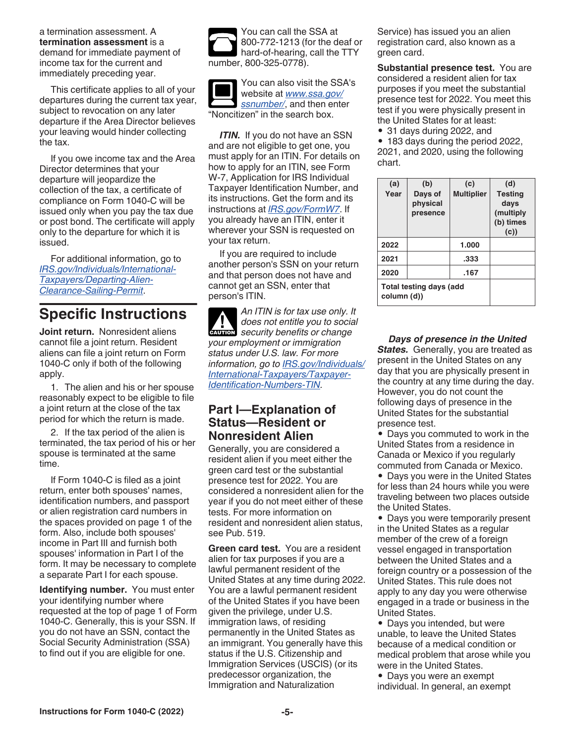a termination assessment. A **termination assessment** is a demand for immediate payment of income tax for the current and immediately preceding year.

This certificate applies to all of your departures during the current tax year, subject to revocation on any later departure if the Area Director believes your leaving would hinder collecting the tax.

If you owe income tax and the Area Director determines that your departure will jeopardize the collection of the tax, a certificate of compliance on Form 1040-C will be issued only when you pay the tax due or post bond. The certificate will apply only to the departure for which it is issued.

For additional information, go to *IRS.gov/Individuals/International-Taxpayers/Departing-Alien-Clearance-Sailing-Permit*.

# Specific Instructions

**Joint return.** Nonresident aliens cannot file a joint return. Resident aliens can file a joint return on Form 1040-C only if both of the following apply.

1. The alien and his or her spouse reasonably expect to be eligible to file a joint return at the close of the tax period for which the return is made.
2. If the tax period of the alien is terminated, the tax period of his or her spouse is terminated at the same time.

If Form 1040-C is filed as a joint return, enter both spouses' names, identification numbers, and passport or alien registration card numbers in the spaces provided on page 1 of the form. Also, include both spouses' income in Part III and furnish both spouses' information in Part I of the form. It may be necessary to complete a separate Part I for each spouse.

**Identifying number.** You must enter your identifying number where requested at the top of page 1 of Form 1040-C. Generally, this is your SSN. If you do not have an SSN, contact the Social Security Administration (SSA) to find out if you are eligible for one.

You can call the SSA at 800-772-1213 (for the deaf or hard-of-hearing, call the TTY number, 800-325-0778).

You can also visit the SSA's website at *www.ssa.gov/ssnumber/*, and then enter "Noncitizen" in the search box.

***ITIN.*** If you do not have an SSN and are not eligible to get one, you must apply for an ITIN. For details on how to apply for an ITIN, see Form W-7, Application for IRS Individual Taxpayer Identification Number, and its instructions. Get the form and its instructions at *IRS.gov/FormW7*. If you already have an ITIN, enter it wherever your SSN is requested on your tax return.

If you are required to include another person's SSN on your return and that person does not have and cannot get an SSN, enter that person's ITIN.

CAUTION: *An ITIN is for tax use only. It does not entitle you to social security benefits or change your employment or immigration status under U.S. law. For more information, go to IRS.gov/Individuals/International-Taxpayers/Taxpayer-Identification-Numbers-TIN.*

## Part I—Explanation of Status—Resident or Nonresident Alien

Generally, you are considered a resident alien if you meet either the green card test or the substantial presence test for 2022. You are considered a nonresident alien for the year if you do not meet either of these tests. For more information on resident and nonresident alien status, see Pub. 519.

**Green card test.** You are a resident alien for tax purposes if you are a lawful permanent resident of the United States at any time during 2022. You are a lawful permanent resident of the United States if you have been given the privilege, under U.S. immigration laws, of residing permanently in the United States as an immigrant. You generally have this status if the U.S. Citizenship and Immigration Services (USCIS) (or its predecessor organization, the Immigration and Naturalization Service) has issued you an alien registration card, also known as a green card.

**Substantial presence test.** You are considered a resident alien for tax purposes if you meet the substantial presence test for 2022. You meet this test if you were physically present in the United States for at least:

- 31 days during 2022, and
- 183 days during the period 2022, 2021, and 2020, using the following chart.

| (a) Year | (b) Days of physical presence | (c) Multiplier | (d) Testing days (multiply (b) times (c)) |
|---|---|---|---|
| 2022 | | 1.000 | |
| 2021 | | .333 | |
| 2020 | | .167 | |
| Total testing days (add column (d)) | | | |

***Days of presence in the United States.*** Generally, you are treated as present in the United States on any day that you are physically present in the country at any time during the day. However, you do not count the following days of presence in the United States for the substantial presence test.

- Days you commuted to work in the United States from a residence in Canada or Mexico if you regularly commuted from Canada or Mexico.
- Days you were in the United States for less than 24 hours while you were traveling between two places outside the United States.
- Days you were temporarily present in the United States as a regular member of the crew of a foreign vessel engaged in transportation between the United States and a foreign country or a possession of the United States. This rule does not apply to any day you were otherwise engaged in a trade or business in the United States.
- Days you intended, but were unable, to leave the United States because of a medical condition or medical problem that arose while you were in the United States.
- Days you were an exempt individual. In general, an exempt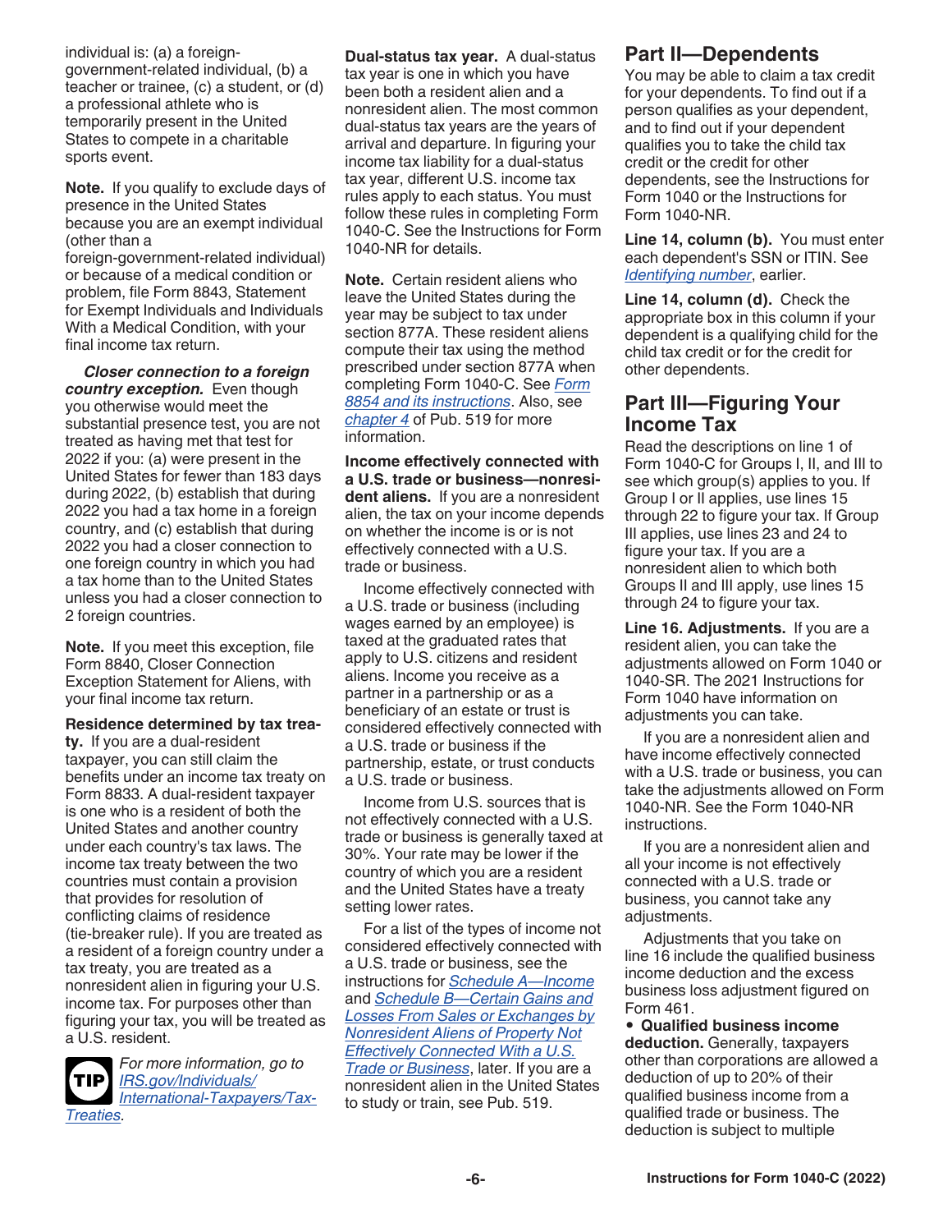individual is: (a) a foreign-government-related individual, (b) a teacher or trainee, (c) a student, or (d) a professional athlete who is temporarily present in the United States to compete in a charitable sports event.

**Note.** If you qualify to exclude days of presence in the United States because you are an exempt individual (other than a foreign-government-related individual) or because of a medical condition or problem, file Form 8843, Statement for Exempt Individuals and Individuals With a Medical Condition, with your final income tax return.

***Closer connection to a foreign country exception.*** Even though you otherwise would meet the substantial presence test, you are not treated as having met that test for 2022 if you: (a) were present in the United States for fewer than 183 days during 2022, (b) establish that during 2022 you had a tax home in a foreign country, and (c) establish that during 2022 you had a closer connection to one foreign country in which you had a tax home than to the United States unless you had a closer connection to 2 foreign countries.

**Note.** If you meet this exception, file Form 8840, Closer Connection Exception Statement for Aliens, with your final income tax return.

**Residence determined by tax treaty.** If you are a dual-resident taxpayer, you can still claim the benefits under an income tax treaty on Form 8833. A dual-resident taxpayer is one who is a resident of both the United States and another country under each country's tax laws. The income tax treaty between the two countries must contain a provision that provides for resolution of conflicting claims of residence (tie-breaker rule). If you are treated as a resident of a foreign country under a tax treaty, you are treated as a nonresident alien in figuring your U.S. income tax. For purposes other than figuring your tax, you will be treated as a U.S. resident.

**TIP** *For more information, go to IRS.gov/Individuals/International-Taxpayers/Tax-Treaties.*

**Dual-status tax year.** A dual-status tax year is one in which you have been both a resident alien and a nonresident alien. The most common dual-status tax years are the years of arrival and departure. In figuring your income tax liability for a dual-status tax year, different U.S. income tax rules apply to each status. You must follow these rules in completing Form 1040-C. See the Instructions for Form 1040-NR for details.

**Note.** Certain resident aliens who leave the United States during the year may be subject to tax under section 877A. These resident aliens compute their tax using the method prescribed under section 877A when completing Form 1040-C. See Form 8854 and its instructions. Also, see chapter 4 of Pub. 519 for more information.

**Income effectively connected with a U.S. trade or business—nonresident aliens.** If you are a nonresident alien, the tax on your income depends on whether the income is or is not effectively connected with a U.S. trade or business.

Income effectively connected with a U.S. trade or business (including wages earned by an employee) is taxed at the graduated rates that apply to U.S. citizens and resident aliens. Income you receive as a partner in a partnership or as a beneficiary of an estate or trust is considered effectively connected with a U.S. trade or business if the partnership, estate, or trust conducts a U.S. trade or business.

Income from U.S. sources that is not effectively connected with a U.S. trade or business is generally taxed at 30%. Your rate may be lower if the country of which you are a resident and the United States have a treaty setting lower rates.

For a list of the types of income not considered effectively connected with a U.S. trade or business, see the instructions for Schedule A—Income and Schedule B—Certain Gains and Losses From Sales or Exchanges by Nonresident Aliens of Property Not Effectively Connected With a U.S. Trade or Business, later. If you are a nonresident alien in the United States to study or train, see Pub. 519.

## Part II—Dependents

You may be able to claim a tax credit for your dependents. To find out if a person qualifies as your dependent, and to find out if your dependent qualifies you to take the child tax credit or the credit for other dependents, see the Instructions for Form 1040 or the Instructions for Form 1040-NR.

**Line 14, column (b).** You must enter each dependent's SSN or ITIN. See Identifying number, earlier.

**Line 14, column (d).** Check the appropriate box in this column if your dependent is a qualifying child for the child tax credit or for the credit for other dependents.

## Part III—Figuring Your Income Tax

Read the descriptions on line 1 of Form 1040-C for Groups I, II, and III to see which group(s) applies to you. If Group I or II applies, use lines 15 through 22 to figure your tax. If Group III applies, use lines 23 and 24 to figure your tax. If you are a nonresident alien to which both Groups II and III apply, use lines 15 through 24 to figure your tax.

**Line 16. Adjustments.** If you are a resident alien, you can take the adjustments allowed on Form 1040 or 1040-SR. The 2021 Instructions for Form 1040 have information on adjustments you can take.

If you are a nonresident alien and have income effectively connected with a U.S. trade or business, you can take the adjustments allowed on Form 1040-NR. See the Form 1040-NR instructions.

If you are a nonresident alien and all your income is not effectively connected with a U.S. trade or business, you cannot take any adjustments.

Adjustments that you take on line 16 include the qualified business income deduction and the excess business loss adjustment figured on Form 461.

- **Qualified business income deduction.** Generally, taxpayers other than corporations are allowed a deduction of up to 20% of their qualified business income from a qualified trade or business. The deduction is subject to multiple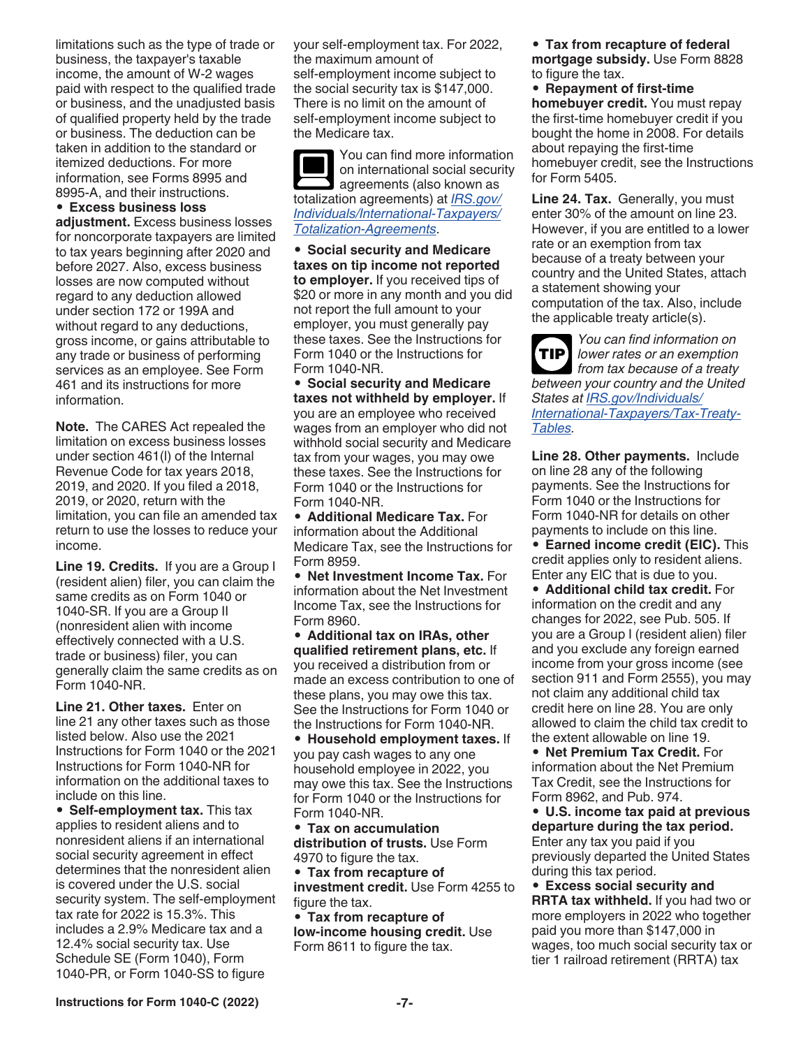limitations such as the type of trade or business, the taxpayer's taxable income, the amount of W-2 wages paid with respect to the qualified trade or business, and the unadjusted basis of qualified property held by the trade or business. The deduction can be taken in addition to the standard or itemized deductions. For more information, see Forms 8995 and 8995-A, and their instructions.

- **Excess business loss adjustment.** Excess business losses for noncorporate taxpayers are limited to tax years beginning after 2020 and before 2027. Also, excess business losses are now computed without regard to any deduction allowed under section 172 or 199A and without regard to any deductions, gross income, or gains attributable to any trade or business of performing services as an employee. See Form 461 and its instructions for more information.

**Note.** The CARES Act repealed the limitation on excess business losses under section 461(l) of the Internal Revenue Code for tax years 2018, 2019, and 2020. If you filed a 2018, 2019, or 2020, return with the limitation, you can file an amended tax return to use the losses to reduce your income.

**Line 19. Credits.** If you are a Group I (resident alien) filer, you can claim the same credits as on Form 1040 or 1040-SR. If you are a Group II (nonresident alien with income effectively connected with a U.S. trade or business) filer, you can generally claim the same credits as on Form 1040-NR.

**Line 21. Other taxes.** Enter on line 21 any other taxes such as those listed below. Also use the 2021 Instructions for Form 1040 or the 2021 Instructions for Form 1040-NR for information on the additional taxes to include on this line.

- **Self-employment tax.** This tax applies to resident aliens and to nonresident aliens if an international social security agreement in effect determines that the nonresident alien is covered under the U.S. social security system. The self-employment tax rate for 2022 is 15.3%. This includes a 2.9% Medicare tax and a 12.4% social security tax. Use Schedule SE (Form 1040), Form 1040-PR, or Form 1040-SS to figure your self-employment tax. For 2022, the maximum amount of self-employment income subject to the social security tax is $147,000. There is no limit on the amount of self-employment income subject to the Medicare tax.

You can find more information on international social security agreements (also known as totalization agreements) at *IRS.gov/Individuals/International-Taxpayers/Totalization-Agreements*.

- **Social security and Medicare taxes on tip income not reported to employer.** If you received tips of $20 or more in any month and you did not report the full amount to your employer, you must generally pay these taxes. See the Instructions for Form 1040 or the Instructions for Form 1040-NR.
- **Social security and Medicare taxes not withheld by employer.** If you are an employee who received wages from an employer who did not withhold social security and Medicare tax from your wages, you may owe these taxes. See the Instructions for Form 1040 or the Instructions for Form 1040-NR.
- **Additional Medicare Tax.** For information about the Additional Medicare Tax, see the Instructions for Form 8959.
- **Net Investment Income Tax.** For information about the Net Investment Income Tax, see the Instructions for Form 8960.
- **Additional tax on IRAs, other qualified retirement plans, etc.** If you received a distribution from or made an excess contribution to one of these plans, you may owe this tax. See the Instructions for Form 1040 or the Instructions for Form 1040-NR.
- **Household employment taxes.** If you pay cash wages to any one household employee in 2022, you may owe this tax. See the Instructions for Form 1040 or the Instructions for Form 1040-NR.
- **Tax on accumulation distribution of trusts.** Use Form 4970 to figure the tax.
- **Tax from recapture of investment credit.** Use Form 4255 to figure the tax.
- **Tax from recapture of low-income housing credit.** Use Form 8611 to figure the tax.
- **Tax from recapture of federal mortgage subsidy.** Use Form 8828 to figure the tax.
- **Repayment of first-time homebuyer credit.** You must repay the first-time homebuyer credit if you bought the home in 2008. For details about repaying the first-time homebuyer credit, see the Instructions for Form 5405.

**Line 24. Tax.** Generally, you must enter 30% of the amount on line 23. However, if you are entitled to a lower rate or an exemption from tax because of a treaty between your country and the United States, attach a statement showing your computation of the tax. Also, include the applicable treaty article(s).

**TIP** *You can find information on lower rates or an exemption from tax because of a treaty between your country and the United States at IRS.gov/Individuals/International-Taxpayers/Tax-Treaty-Tables.*

**Line 28. Other payments.** Include on line 28 any of the following payments. See the Instructions for Form 1040 or the Instructions for Form 1040-NR for details on other payments to include on this line.

- **Earned income credit (EIC).** This credit applies only to resident aliens. Enter any EIC that is due to you.
- **Additional child tax credit.** For information on the credit and any changes for 2022, see Pub. 505. If you are a Group I (resident alien) filer and you exclude any foreign earned income from your gross income (see section 911 and Form 2555), you may not claim any additional child tax credit here on line 28. You are only allowed to claim the child tax credit to the extent allowable on line 19.
- **Net Premium Tax Credit.** For information about the Net Premium Tax Credit, see the Instructions for Form 8962, and Pub. 974.
- **U.S. income tax paid at previous departure during the tax period.** Enter any tax you paid if you previously departed the United States during this tax period.
- **Excess social security and RRTA tax withheld.** If you had two or more employers in 2022 who together paid you more than $147,000 in wages, too much social security tax or tier 1 railroad retirement (RRTA) tax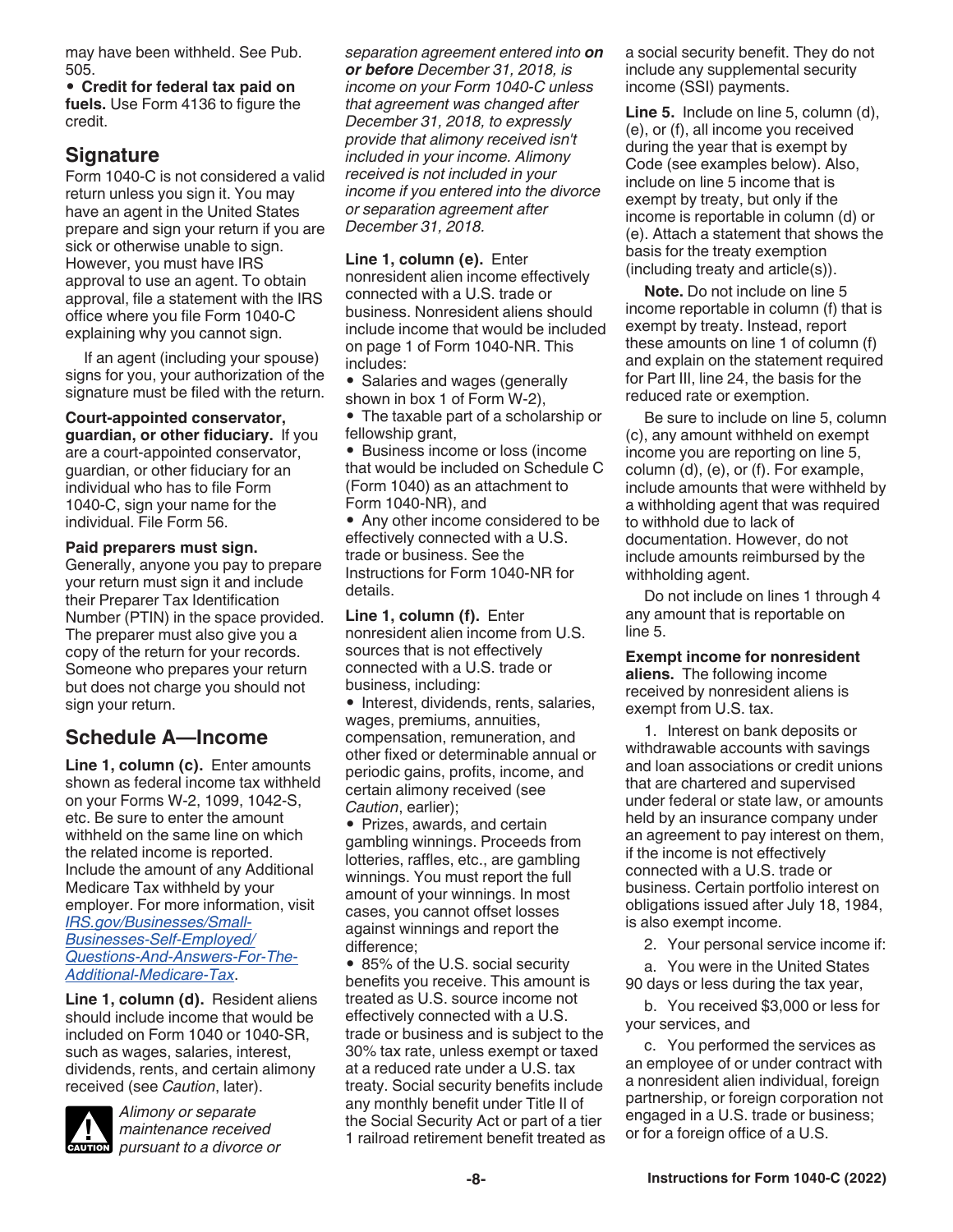may have been withheld. See Pub. 505.

- **Credit for federal tax paid on fuels.** Use Form 4136 to figure the credit.

## Signature

Form 1040-C is not considered a valid return unless you sign it. You may have an agent in the United States prepare and sign your return if you are sick or otherwise unable to sign. However, you must have IRS approval to use an agent. To obtain approval, file a statement with the IRS office where you file Form 1040-C explaining why you cannot sign.

If an agent (including your spouse) signs for you, your authorization of the signature must be filed with the return.

**Court-appointed conservator, guardian, or other fiduciary.** If you are a court-appointed conservator, guardian, or other fiduciary for an individual who has to file Form 1040-C, sign your name for the individual. File Form 56.

**Paid preparers must sign.** Generally, anyone you pay to prepare your return must sign it and include their Preparer Tax Identification Number (PTIN) in the space provided. The preparer must also give you a copy of the return for your records. Someone who prepares your return but does not charge you should not sign your return.

## Schedule A—Income

**Line 1, column (c).** Enter amounts shown as federal income tax withheld on your Forms W-2, 1099, 1042-S, etc. Be sure to enter the amount withheld on the same line on which the related income is reported. Include the amount of any Additional Medicare Tax withheld by your employer. For more information, visit *IRS.gov/Businesses/Small-Businesses-Self-Employed/Questions-And-Answers-For-The-Additional-Medicare-Tax*.

**Line 1, column (d).** Resident aliens should include income that would be included on Form 1040 or 1040-SR, such as wages, salaries, interest, dividends, rents, and certain alimony received (see *Caution*, later).

CAUTION: *Alimony or separate maintenance received pursuant to a divorce or separation agreement entered into **on or before** December 31, 2018, is income on your Form 1040-C unless that agreement was changed after December 31, 2018, to expressly provide that alimony received isn't included in your income. Alimony received is not included in your income if you entered into the divorce or separation agreement after December 31, 2018.*

**Line 1, column (e).** Enter nonresident alien income effectively connected with a U.S. trade or business. Nonresident aliens should include income that would be included on page 1 of Form 1040-NR. This includes:

- Salaries and wages (generally shown in box 1 of Form W-2),
- The taxable part of a scholarship or fellowship grant,
- Business income or loss (income that would be included on Schedule C (Form 1040) as an attachment to Form 1040-NR), and
- Any other income considered to be effectively connected with a U.S. trade or business. See the Instructions for Form 1040-NR for details.

**Line 1, column (f).** Enter nonresident alien income from U.S. sources that is not effectively connected with a U.S. trade or business, including:

- Interest, dividends, rents, salaries, wages, premiums, annuities, compensation, remuneration, and other fixed or determinable annual or periodic gains, profits, income, and certain alimony received (see *Caution*, earlier);
- Prizes, awards, and certain gambling winnings. Proceeds from lotteries, raffles, etc., are gambling winnings. You must report the full amount of your winnings. In most cases, you cannot offset losses against winnings and report the difference;
- 85% of the U.S. social security benefits you receive. This amount is treated as U.S. source income not effectively connected with a U.S. trade or business and is subject to the 30% tax rate, unless exempt or taxed at a reduced rate under a U.S. tax treaty. Social security benefits include any monthly benefit under Title II of the Social Security Act or part of a tier 1 railroad retirement benefit treated as a social security benefit. They do not include any supplemental security income (SSI) payments.

**Line 5.** Include on line 5, column (d), (e), or (f), all income you received during the year that is exempt by Code (see examples below). Also, include on line 5 income that is exempt by treaty, but only if the income is reportable in column (d) or (e). Attach a statement that shows the basis for the treaty exemption (including treaty and article(s)).

**Note.** Do not include on line 5 income reportable in column (f) that is exempt by treaty. Instead, report these amounts on line 1 of column (f) and explain on the statement required for Part III, line 24, the basis for the reduced rate or exemption.

Be sure to include on line 5, column (c), any amount withheld on exempt income you are reporting on line 5, column (d), (e), or (f). For example, include amounts that were withheld by a withholding agent that was required to withhold due to lack of documentation. However, do not include amounts reimbursed by the withholding agent.

Do not include on lines 1 through 4 any amount that is reportable on line 5.

**Exempt income for nonresident aliens.** The following income received by nonresident aliens is exempt from U.S. tax.

1. Interest on bank deposits or withdrawable accounts with savings and loan associations or credit unions that are chartered and supervised under federal or state law, or amounts held by an insurance company under an agreement to pay interest on them, if the income is not effectively connected with a U.S. trade or business. Certain portfolio interest on obligations issued after July 18, 1984, is also exempt income.

2. Your personal service income if:

a. You were in the United States 90 days or less during the tax year,

b. You received $3,000 or less for your services, and

c. You performed the services as an employee of or under contract with a nonresident alien individual, foreign partnership, or foreign corporation not engaged in a U.S. trade or business; or for a foreign office of a U.S.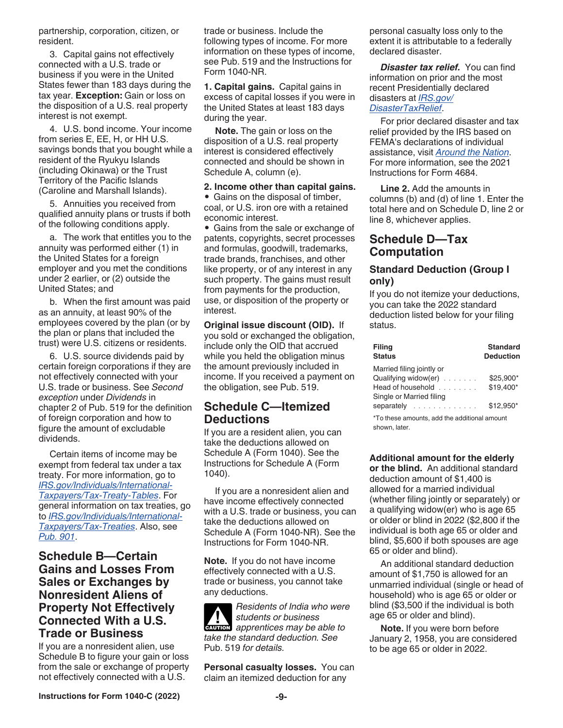partnership, corporation, citizen, or resident.

3. Capital gains not effectively connected with a U.S. trade or business if you were in the United States fewer than 183 days during the tax year. **Exception:** Gain or loss on the disposition of a U.S. real property interest is not exempt.

4. U.S. bond income. Your income from series E, EE, H, or HH U.S. savings bonds that you bought while a resident of the Ryukyu Islands (including Okinawa) or the Trust Territory of the Pacific Islands (Caroline and Marshall Islands).

5. Annuities you received from qualified annuity plans or trusts if both of the following conditions apply.

a. The work that entitles you to the annuity was performed either (1) in the United States for a foreign employer and you met the conditions under 2 earlier, or (2) outside the United States; and

b. When the first amount was paid as an annuity, at least 90% of the employees covered by the plan (or by the plan or plans that included the trust) were U.S. citizens or residents.

6. U.S. source dividends paid by certain foreign corporations if they are not effectively connected with your U.S. trade or business. See *Second exception* under *Dividends* in chapter 2 of Pub. 519 for the definition of foreign corporation and how to figure the amount of excludable dividends.

Certain items of income may be exempt from federal tax under a tax treaty. For more information, go to *IRS.gov/Individuals/International-Taxpayers/Tax-Treaty-Tables*. For general information on tax treaties, go to *IRS.gov/Individuals/International-Taxpayers/Tax-Treaties*. Also, see *Pub. 901*.

## Schedule B—Certain Gains and Losses From Sales or Exchanges by Nonresident Aliens of Property Not Effectively Connected With a U.S. Trade or Business

If you are a nonresident alien, use Schedule B to figure your gain or loss from the sale or exchange of property not effectively connected with a U.S. trade or business. Include the following types of income. For more information on these types of income, see Pub. 519 and the Instructions for Form 1040-NR.

**1. Capital gains.** Capital gains in excess of capital losses if you were in the United States at least 183 days during the year.

**Note.** The gain or loss on the disposition of a U.S. real property interest is considered effectively connected and should be shown in Schedule A, column (e).

**2. Income other than capital gains.**

- Gains on the disposal of timber, coal, or U.S. iron ore with a retained economic interest.
- Gains from the sale or exchange of patents, copyrights, secret processes and formulas, goodwill, trademarks, trade brands, franchises, and other like property, or of any interest in any such property. The gains must result from payments for the production, use, or disposition of the property or interest.

**Original issue discount (OID).** If you sold or exchanged the obligation, include only the OID that accrued while you held the obligation minus the amount previously included in income. If you received a payment on the obligation, see Pub. 519.

## Schedule C—Itemized Deductions

If you are a resident alien, you can take the deductions allowed on Schedule A (Form 1040). See the Instructions for Schedule A (Form 1040).

If you are a nonresident alien and have income effectively connected with a U.S. trade or business, you can take the deductions allowed on Schedule A (Form 1040-NR). See the Instructions for Form 1040-NR.

**Note.** If you do not have income effectively connected with a U.S. trade or business, you cannot take any deductions.

**CAUTION:** *Residents of India who were students or business apprentices may be able to take the standard deduction. See* Pub. 519 *for details.*

**Personal casualty losses.** You can claim an itemized deduction for any personal casualty loss only to the extent it is attributable to a federally declared disaster.

***Disaster tax relief.*** You can find information on prior and the most recent Presidentially declared disasters at *IRS.gov/DisasterTaxRelief*.

For prior declared disaster and tax relief provided by the IRS based on FEMA's declarations of individual assistance, visit *Around the Nation*. For more information, see the 2021 Instructions for Form 4684.

**Line 2.** Add the amounts in columns (b) and (d) of line 1. Enter the total here and on Schedule D, line 2 or line 8, whichever applies.

## Schedule D—Tax Computation

### Standard Deduction (Group I only)

If you do not itemize your deductions, you can take the 2022 standard deduction listed below for your filing status.

| Filing Status | Standard Deduction |
|---|---|
| Married filing jointly or Qualifying widow(er) | $25,900* |
| Head of household | $19,400* |
| Single or Married filing separately | $12,950* |

*To these amounts, add the additional amount shown, later.

**Additional amount for the elderly or the blind.** An additional standard deduction amount of $1,400 is allowed for a married individual (whether filing jointly or separately) or a qualifying widow(er) who is age 65 or older or blind in 2022 ($2,800 if the individual is both age 65 or older and blind, $5,600 if both spouses are age 65 or older and blind).

An additional standard deduction amount of $1,750 is allowed for an unmarried individual (single or head of household) who is age 65 or older or blind ($3,500 if the individual is both age 65 or older and blind).

**Note.** If you were born before January 2, 1958, you are considered to be age 65 or older in 2022.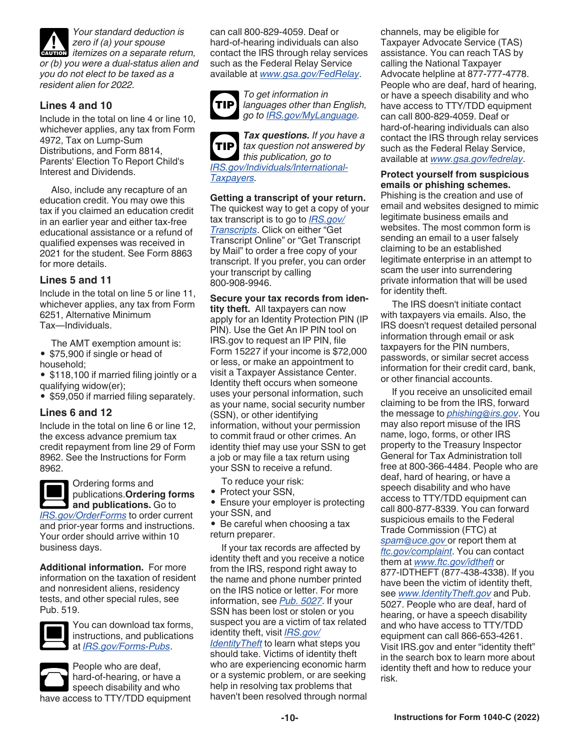*Your standard deduction is zero if (a) your spouse itemizes on a separate return, or (b) you were a dual-status alien and you do not elect to be taxed as a resident alien for 2022.*

### Lines 4 and 10

Include in the total on line 4 or line 10, whichever applies, any tax from Form 4972, Tax on Lump-Sum Distributions, and Form 8814, Parents' Election To Report Child's Interest and Dividends.

Also, include any recapture of an education credit. You may owe this tax if you claimed an education credit in an earlier year and either tax-free educational assistance or a refund of qualified expenses was received in 2021 for the student. See Form 8863 for more details.

### Lines 5 and 11

Include in the total on line 5 or line 11, whichever applies, any tax from Form 6251, Alternative Minimum Tax—Individuals.

The AMT exemption amount is:

- $75,900 if single or head of household;
- $118,100 if married filing jointly or a qualifying widow(er);
- $59,050 if married filing separately.

### Lines 6 and 12

Include in the total on line 6 or line 12, the excess advance premium tax credit repayment from line 29 of Form 8962. See the Instructions for Form 8962.

Ordering forms and publications.**Ordering forms and publications.** Go to *IRS.gov/OrderForms* to order current and prior-year forms and instructions. Your order should arrive within 10 business days.

**Additional information.** For more information on the taxation of resident and nonresident aliens, residency tests, and other special rules, see Pub. 519.

You can download tax forms, instructions, and publications at *IRS.gov/Forms-Pubs*.

People who are deaf, hard-of-hearing, or have a speech disability and who have access to TTY/TDD equipment can call 800-829-4059. Deaf or hard-of-hearing individuals can also contact the IRS through relay services such as the Federal Relay Service available at *www.gsa.gov/FedRelay*.

*To get information in languages other than English, go to IRS.gov/MyLanguage.*

***Tax questions.*** *If you have a tax question not answered by this publication, go to IRS.gov/Individuals/International-Taxpayers.*

**Getting a transcript of your return.** The quickest way to get a copy of your tax transcript is to go to *IRS.gov/Transcripts*. Click on either "Get Transcript Online" or "Get Transcript by Mail" to order a free copy of your transcript. If you prefer, you can order your transcript by calling 800-908-9946.

**Secure your tax records from identity theft.** All taxpayers can now apply for an Identity Protection PIN (IP PIN). Use the Get An IP PIN tool on IRS.gov to request an IP PIN, file Form 15227 if your income is $72,000 or less, or make an appointment to visit a Taxpayer Assistance Center. Identity theft occurs when someone uses your personal information, such as your name, social security number (SSN), or other identifying information, without your permission to commit fraud or other crimes. An identity thief may use your SSN to get a job or may file a tax return using your SSN to receive a refund.

To reduce your risk:

- Protect your SSN,
- Ensure your employer is protecting your SSN, and
- Be careful when choosing a tax return preparer.

If your tax records are affected by identity theft and you receive a notice from the IRS, respond right away to the name and phone number printed on the IRS notice or letter. For more information, see *Pub. 5027*. If your SSN has been lost or stolen or you suspect you are a victim of tax related identity theft, visit *IRS.gov/IdentityTheft* to learn what steps you should take. Victims of identity theft who are experiencing economic harm or a systemic problem, or are seeking help in resolving tax problems that haven't been resolved through normal channels, may be eligible for Taxpayer Advocate Service (TAS) assistance. You can reach TAS by calling the National Taxpayer Advocate helpline at 877-777-4778. People who are deaf, hard of hearing, or have a speech disability and who have access to TTY/TDD equipment can call 800-829-4059. Deaf or hard-of-hearing individuals can also contact the IRS through relay services such as the Federal Relay Service, available at *www.gsa.gov/fedrelay*.

**Protect yourself from suspicious emails or phishing schemes.** Phishing is the creation and use of email and websites designed to mimic legitimate business emails and websites. The most common form is sending an email to a user falsely claiming to be an established legitimate enterprise in an attempt to scam the user into surrendering private information that will be used for identity theft.

The IRS doesn't initiate contact with taxpayers via emails. Also, the IRS doesn't request detailed personal information through email or ask taxpayers for the PIN numbers, passwords, or similar secret access information for their credit card, bank, or other financial accounts.

If you receive an unsolicited email claiming to be from the IRS, forward the message to *phishing@irs.gov*. You may also report misuse of the IRS name, logo, forms, or other IRS property to the Treasury Inspector General for Tax Administration toll free at 800-366-4484. People who are deaf, hard of hearing, or have a speech disability and who have access to TTY/TDD equipment can call 800-877-8339. You can forward suspicious emails to the Federal Trade Commission (FTC) at *spam@uce.gov* or report them at *ftc.gov/complaint*. You can contact them at *www.ftc.gov/idtheft* or 877-IDTHEFT (877-438-4338). If you have been the victim of identity theft, see *www.IdentityTheft.gov* and Pub. 5027. People who are deaf, hard of hearing, or have a speech disability and who have access to TTY/TDD equipment can call 866-653-4261. Visit IRS.gov and enter "identity theft" in the search box to learn more about identity theft and how to reduce your risk.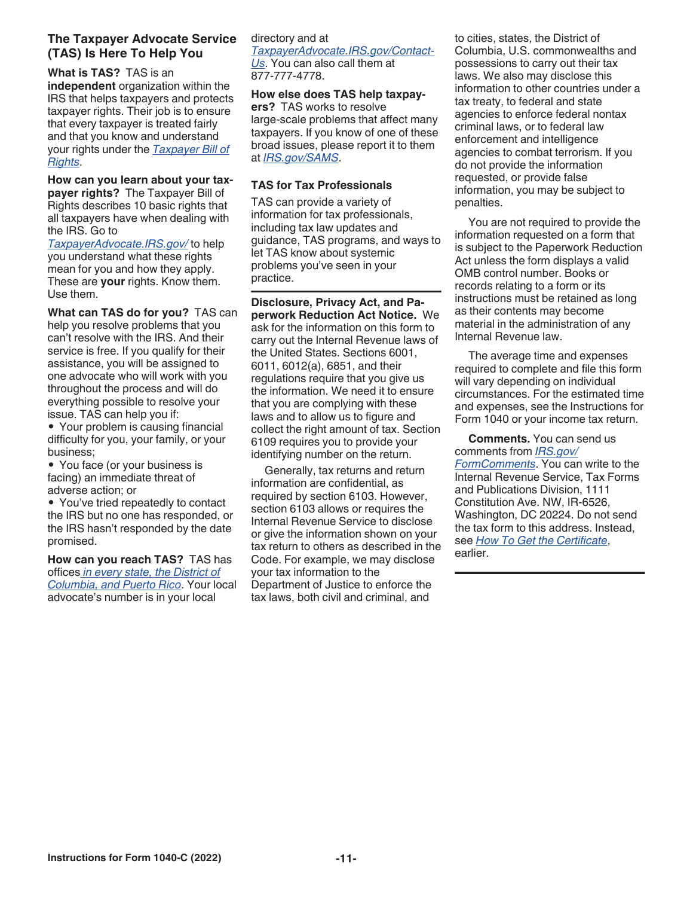## The Taxpayer Advocate Service (TAS) Is Here To Help You

**What is TAS?** TAS is an **independent** organization within the IRS that helps taxpayers and protects taxpayer rights. Their job is to ensure that every taxpayer is treated fairly and that you know and understand your rights under the *Taxpayer Bill of Rights*.

**How can you learn about your taxpayer rights?** The Taxpayer Bill of Rights describes 10 basic rights that all taxpayers have when dealing with the IRS. Go to *TaxpayerAdvocate.IRS.gov/* to help you understand what these rights mean for you and how they apply. These are **your** rights. Know them. Use them.

**What can TAS do for you?** TAS can help you resolve problems that you can't resolve with the IRS. And their service is free. If you qualify for their assistance, you will be assigned to one advocate who will work with you throughout the process and will do everything possible to resolve your issue. TAS can help you if:

- Your problem is causing financial difficulty for you, your family, or your business;
- You face (or your business is facing) an immediate threat of adverse action; or
- You've tried repeatedly to contact the IRS but no one has responded, or the IRS hasn't responded by the date promised.

**How can you reach TAS?** TAS has offices *in every state, the District of Columbia, and Puerto Rico*. Your local advocate's number is in your local directory and at *TaxpayerAdvocate.IRS.gov/Contact-Us*. You can also call them at 877-777-4778.

**How else does TAS help taxpayers?** TAS works to resolve large-scale problems that affect many taxpayers. If you know of one of these broad issues, please report it to them at *IRS.gov/SAMS*.

### TAS for Tax Professionals

TAS can provide a variety of information for tax professionals, including tax law updates and guidance, TAS programs, and ways to let TAS know about systemic problems you've seen in your practice.

**Disclosure, Privacy Act, and Paperwork Reduction Act Notice.** We ask for the information on this form to carry out the Internal Revenue laws of the United States. Sections 6001, 6011, 6012(a), 6851, and their regulations require that you give us the information. We need it to ensure that you are complying with these laws and to allow us to figure and collect the right amount of tax. Section 6109 requires you to provide your identifying number on the return.

Generally, tax returns and return information are confidential, as required by section 6103. However, section 6103 allows or requires the Internal Revenue Service to disclose or give the information shown on your tax return to others as described in the Code. For example, we may disclose your tax information to the Department of Justice to enforce the tax laws, both civil and criminal, and to cities, states, the District of Columbia, U.S. commonwealths and possessions to carry out their tax laws. We also may disclose this information to other countries under a tax treaty, to federal and state agencies to enforce federal nontax criminal laws, or to federal law enforcement and intelligence agencies to combat terrorism. If you do not provide the information requested, or provide false information, you may be subject to penalties.

You are not required to provide the information requested on a form that is subject to the Paperwork Reduction Act unless the form displays a valid OMB control number. Books or records relating to a form or its instructions must be retained as long as their contents may become material in the administration of any Internal Revenue law.

The average time and expenses required to complete and file this form will vary depending on individual circumstances. For the estimated time and expenses, see the Instructions for Form 1040 or your income tax return.

**Comments.** You can send us comments from *IRS.gov/FormComments*. You can write to the Internal Revenue Service, Tax Forms and Publications Division, 1111 Constitution Ave. NW, IR-6526, Washington, DC 20224. Do not send the tax form to this address. Instead, see *How To Get the Certificate*, earlier.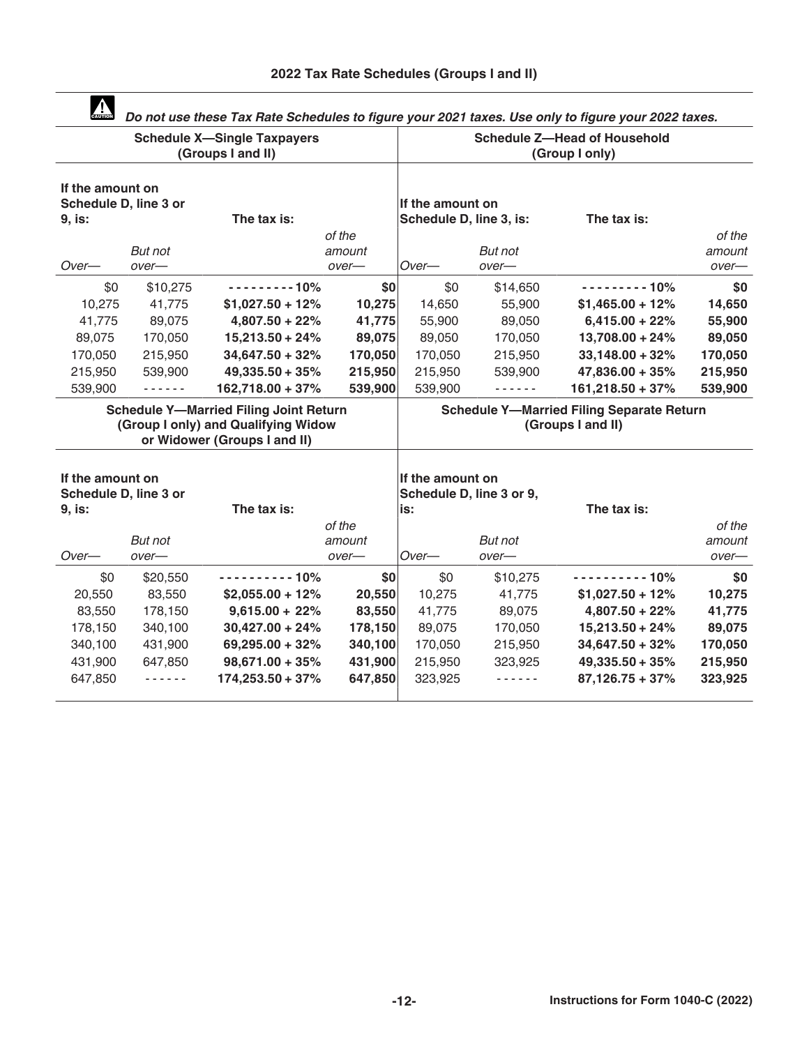## 2022 Tax Rate Schedules (Groups I and II)

***Do not use these Tax Rate Schedules to figure your 2021 taxes. Use only to figure your 2022 taxes.***

### Schedule X—Single Taxpayers (Groups I and II)

| If the amount on Schedule D, line 3 or 9, is: Over— | But not over— | The tax is: | of the amount over— |
|---|---|---|---|
| $0 | $10,275 | ---------10% | **$0** |
| 10,275 | 41,775 | **$1,027.50 + 12%** | **10,275** |
| 41,775 | 89,075 | **4,807.50 + 22%** | **41,775** |
| 89,075 | 170,050 | **15,213.50 + 24%** | **89,075** |
| 170,050 | 215,950 | **34,647.50 + 32%** | **170,050** |
| 215,950 | 539,900 | **49,335.50 + 35%** | **215,950** |
| 539,900 | ------ | **162,718.00 + 37%** | **539,900** |

### Schedule Z—Head of Household (Group I only)

| If the amount on Schedule D, line 3, is: Over— | But not over— | The tax is: | of the amount over— |
|---|---|---|---|
| $0 | $14,650 | ---------10% | **$0** |
| 14,650 | 55,900 | **$1,465.00 + 12%** | **14,650** |
| 55,900 | 89,050 | **6,415.00 + 22%** | **55,900** |
| 89,050 | 170,050 | **13,708.00 + 24%** | **89,050** |
| 170,050 | 215,950 | **33,148.00 + 32%** | **170,050** |
| 215,950 | 539,900 | **47,836.00 + 35%** | **215,950** |
| 539,900 | ------ | **161,218.50 + 37%** | **539,900** |

### Schedule Y—Married Filing Joint Return (Group I only) and Qualifying Widow or Widower (Groups I and II)

| If the amount on Schedule D, line 3 or 9, is: Over— | But not over— | The tax is: | of the amount over— |
|---|---|---|---|
| $0 | $20,550 | ----------10% | **$0** |
| 20,550 | 83,550 | **$2,055.00 + 12%** | **20,550** |
| 83,550 | 178,150 | **9,615.00 + 22%** | **83,550** |
| 178,150 | 340,100 | **30,427.00 + 24%** | **178,150** |
| 340,100 | 431,900 | **69,295.00 + 32%** | **340,100** |
| 431,900 | 647,850 | **98,671.00 + 35%** | **431,900** |
| 647,850 | ------ | **174,253.50 + 37%** | **647,850** |

### Schedule Y—Married Filing Separate Return (Groups I and II)

| If the amount on Schedule D, line 3 or 9, is: Over— | But not over— | The tax is: | of the amount over— |
|---|---|---|---|
| $0 | $10,275 | ----------10% | **$0** |
| 10,275 | 41,775 | **$1,027.50 + 12%** | **10,275** |
| 41,775 | 89,075 | **4,807.50 + 22%** | **41,775** |
| 89,075 | 170,050 | **15,213.50 + 24%** | **89,075** |
| 170,050 | 215,950 | **34,647.50 + 32%** | **170,050** |
| 215,950 | 323,925 | **49,335.50 + 35%** | **215,950** |
| 323,925 | ------ | **87,126.75 + 37%** | **323,925** |